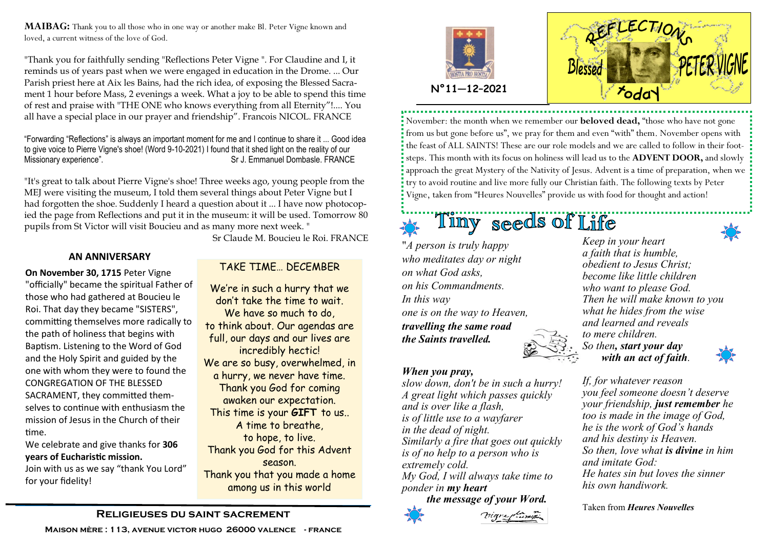**MAIBAG:** Thank you to all those who in one way or another make Bl. Peter Vigne known and loved, a current witness of the love of God.

"Thank you for faithfully sending "Reflections Peter Vigne ". For Claudine and I, it reminds us of years past when we were engaged in education in the Drome. ... Our Parish priest here at Aix les Bains, had the rich idea, of exposing the Blessed Sacrament 1 hour before Mass, 2 evenings a week. What a joy to be able to spend this time of rest and praise with "THE ONE who knows everything from all Eternity"!.... You all have a special place in our prayer and friendship". Francois NICOL. FRANCE

"Forwarding "Reflections" is always an important moment for me and I continue to share it ... Good idea to give voice to Pierre Vigne's shoe! (Word 9-10-2021) I found that it shed light on the reality of our Missionary experience". Sr J. Emmanuel Dombasle. FRANCE

"It's great to talk about Pierre Vigne's shoe! Three weeks ago, young people from the MEJ were visiting the museum, I told them several things about Peter Vigne but I had forgotten the shoe. Suddenly I heard a question about it ... I have now photocopied the page from Reflections and put it in the museum: it will be used. Tomorrow 80 pupils from St Victor will visit Boucieu and as many more next week. "

Sr Claude M. Boucieu le Roi. FRANCE

## AN ANNIVERSARY

**On November 30, 1715** Peter Vigne "officially" became the spiritual Father of those who had gathered at Boucieu le Roi. That day they became "SISTERS", committing themselves more radically to the path of holiness that begins with Baptism. Listening to the Word of God and the Holy Spirit and guided by the one with whom they were to found the CONGREGATION OF THE BLESSED SACRAMENT, they committed themselves to continue with enthusiasm the mission of Jesus in the Church of their time.

We celebrate and give thanks for **306 years of Eucharistic mission.**

Join with us as we say "thank You Lord" for your fidelity!

## TAKE TIME… DECEMBER

We're in such a hurry that we don't take the time to wait.
We have so much to do,
to think about. Our agendas are full, our days and our lives are incredibly hectic!
We are so busy, overwhelmed, in a hurry, we never have time.
Thank you God for coming awaken our expectation.
This time is your **GIFT** to us..
A time to breathe,
to hope, to live.
Thank you God for this Advent season.
Thank you that you made a home among us in this world

**Religieuses du Saint Sacrement**

**Maison mère : 113, avenue Victor Hugo 26000 Valence - France**

N°11—12-2021

# Reflections — Blessed Peter Vigne today

November: the month when we remember our **beloved dead,** "those who have not gone from us but gone before us", we pray for them and even "with" them. November opens with the feast of ALL SAINTS! These are our role models and we are called to follow in their footsteps. This month with its focus on holiness will lead us to the **ADVENT DOOR,** and slowly approach the great Mystery of the Nativity of Jesus. Advent is a time of preparation, when we try to avoid routine and live more fully our Christian faith. The following texts by Peter Vigne, taken from "Heures Nouvelles" provide us with food for thought and action!

## Tiny seeds of Life

"*A person is truly happy*
*who meditates day or night*
*on what God asks,*
*on his Commandments.*
*In this way*
*one is on the way to Heaven,*
***travelling the same road***
***the Saints travelled.***

***When you pray,***
*slow down, don't be in such a hurry!*
*A great light which passes quickly*
*and is over like a flash,*
*is of little use to a wayfarer*
*in the dead of night.*
*Similarly a fire that goes out quickly*
*is of no help to a person who is*
*extremely cold.*
*My God, I will always take time to*
*ponder in **my heart***
***the message of your Word.***

*Keep in your heart*
*a faith that is humble,*
*obedient to Jesus Christ;*
*become like little children*
*who want to please God.*
*Then he will make known to you*
*what he hides from the wise*
*and learned and reveals*
*to mere children.*
*So then, **start your day***
***with an act of faith**.*

*If, for whatever reason*
*you feel someone doesn't deserve*
*your friendship, **just remember** he*
*too is made in the image of God,*
*he is the work of God's hands*
*and his destiny is Heaven.*
*So then, love what **is divine** in him*
*and imitate God:*
*He hates sin but loves the sinner*
*his own handiwork.*

Taken from ***Heures Nouvelles***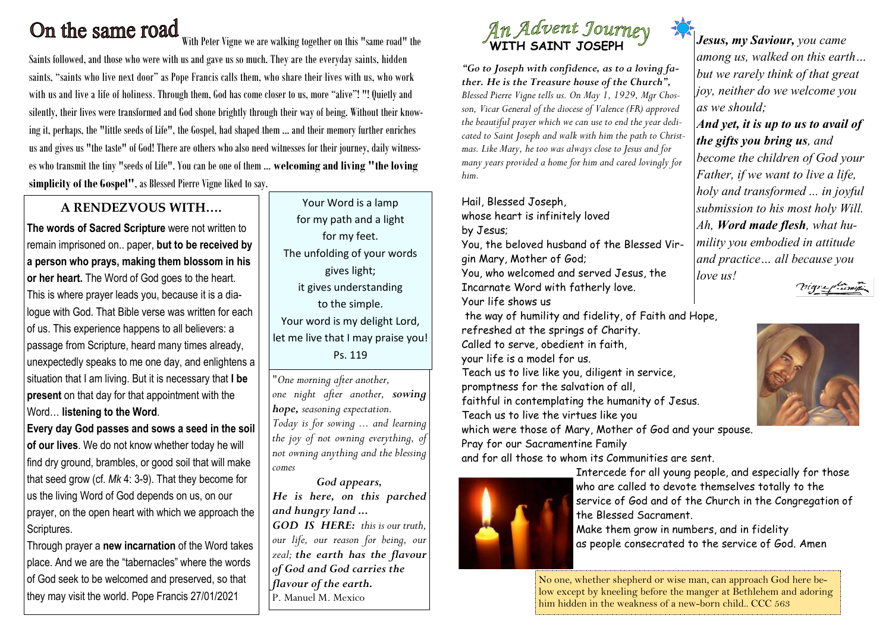# On the same road

With Peter Vigne we are walking together on this "same road" the Saints followed, and those who were with us and gave us so much. They are the everyday saints, hidden saints, "saints who live next door" as Pope Francis calls them, who share their lives with us, who work with us and live a life of holiness. Through them, God has come closer to us, more "alive"! "! Quietly and silently, their lives were transformed and God shone brightly through their way of being. Without their knowing it, perhaps, the "little seeds of Life", the Gospel, had shaped them ... and their memory further enriches us and gives us "the taste" of God! There are others who also need witnesses for their journey, daily witnesses who transmit the tiny "seeds of Life". You can be one of them ... **welcoming and living "the loving simplicity of the Gospel"**, as Blessed Pierre Vigne liked to say.

## A RENDEZVOUS WITH….

**The words of Sacred Scripture** were not written to remain imprisoned on.. paper, **but to be received by a person who prays, making them blossom in his or her heart.** The Word of God goes to the heart. This is where prayer leads you, because it is a dialogue with God. That Bible verse was written for each of us. This experience happens to all believers: a passage from Scripture, heard many times already, unexpectedly speaks to me one day, and enlightens a situation that I am living. But it is necessary that **I be present** on that day for that appointment with the Word… **listening to the Word**.

**Every day God passes and sows a seed in the soil of our lives**. We do not know whether today he will find dry ground, brambles, or good soil that will make that seed grow (cf. *Mk* 4: 3-9). That they become for us the living Word of God depends on us, on our prayer, on the open heart with which we approach the Scriptures.

Through prayer a **new incarnation** of the Word takes place. And we are the "tabernacles" where the words of God seek to be welcomed and preserved, so that they may visit the world. Pope Francis 27/01/2021

Your Word is a lamp
for my path and a light
for my feet.
The unfolding of your words
gives light;
it gives understanding
to the simple.
Your word is my delight Lord,
let me live that I may praise you!
Ps. 119

"*One morning after another, one night after another,* ***sowing hope,*** *seasoning expectation. Today is for sowing … and learning the joy of not owning everything, of not owning anything and the blessing comes*

***God appears,***
***He is here, on this parched and hungry land …***
***GOD IS HERE:*** *this is our truth, our life, our reason for being, our zeal;* ***the earth has the flavour of God and God carries the flavour of the earth.***
P. Manuel M. Mexico

# An Advent Journey WITH SAINT JOSEPH

***"Go to Joseph with confidence, as to a loving father. He is the Treasure house of the Church",*** *Blessed Pierre Vigne tells us. On May 1, 1929, Mgr Chosson, Vicar General of the diocese of Valence (FR) approved the beautiful prayer which we can use to end the year dedicated to Saint Joseph and walk with him the path to Christmas. Like Mary, he too was always close to Jesus and for many years provided a home for him and cared lovingly for him.*

Hail, Blessed Joseph,
whose heart is infinitely loved
by Jesus;
You, the beloved husband of the Blessed Virgin Mary, Mother of God;
You, who welcomed and served Jesus, the Incarnate Word with fatherly love.
Your life shows us
the way of humility and fidelity, of Faith and Hope,
refreshed at the springs of Charity.
Called to serve, obedient in faith,
your life is a model for us.
Teach us to live like you, diligent in service,
promptness for the salvation of all,
faithful in contemplating the humanity of Jesus.
Teach us to live the virtues like you
which were those of Mary, Mother of God and your spouse.
Pray for our Sacramentine Family
and for all those to whom its Communities are sent.
Intercede for all young people, and especially for those who are called to devote themselves totally to the service of God and of the Church in the Congregation of the Blessed Sacrament.
Make them grow in numbers, and in fidelity
as people consecrated to the service of God. Amen

***Jesus, my Saviour,*** *you came among us, walked on this earth… but we rarely think of that great joy, neither do we welcome you as we should;*
***And yet, it is up to us to avail of the gifts you bring us****, and become the children of God your Father, if we want to live a life, holy and transformed ... in joyful submission to his most holy Will. Ah,* ***Word made flesh****, what humility you embodied in attitude and practice… all because you love us!*

Vigne

No one, whether shepherd or wise man, can approach God here below except by kneeling before the manger at Bethlehem and adoring him hidden in the weakness of a new-born child.. CCC 563